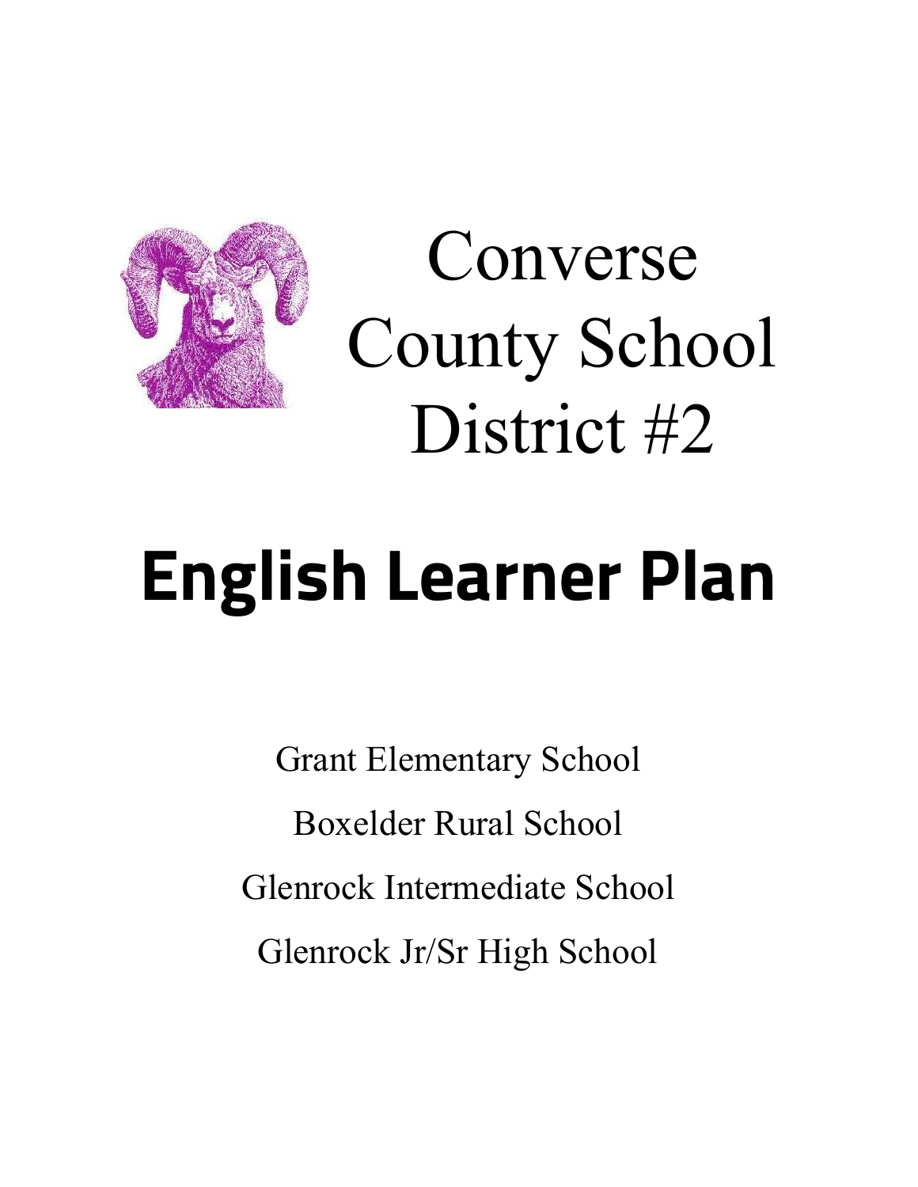# Converse County School District #2

# English Learner Plan

Grant Elementary School

Boxelder Rural School

Glenrock Intermediate School

Glenrock Jr/Sr High School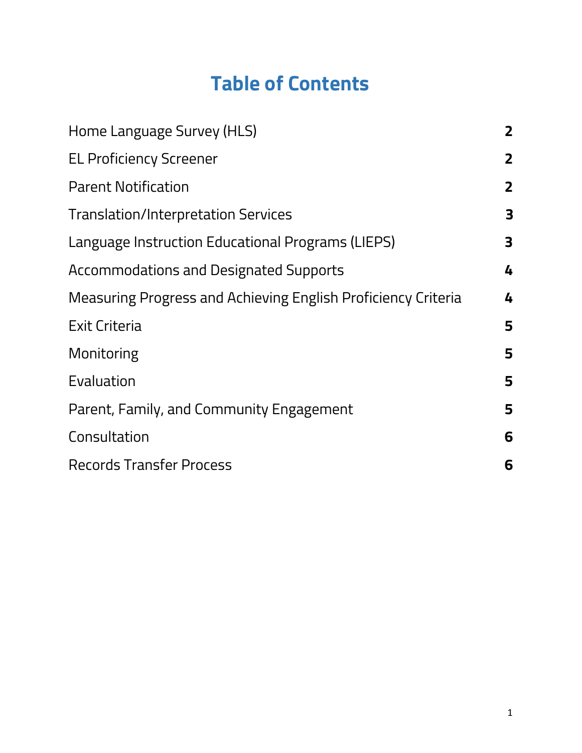# Table of Contents

| | |
|---|---|
| Home Language Survey (HLS) | **2** |
| EL Proficiency Screener | **2** |
| Parent Notification | **2** |
| Translation/Interpretation Services | **3** |
| Language Instruction Educational Programs (LIEPS) | **3** |
| Accommodations and Designated Supports | **4** |
| Measuring Progress and Achieving English Proficiency Criteria | **4** |
| Exit Criteria | **5** |
| Monitoring | **5** |
| Evaluation | **5** |
| Parent, Family, and Community Engagement | **5** |
| Consultation | **6** |
| Records Transfer Process | **6** |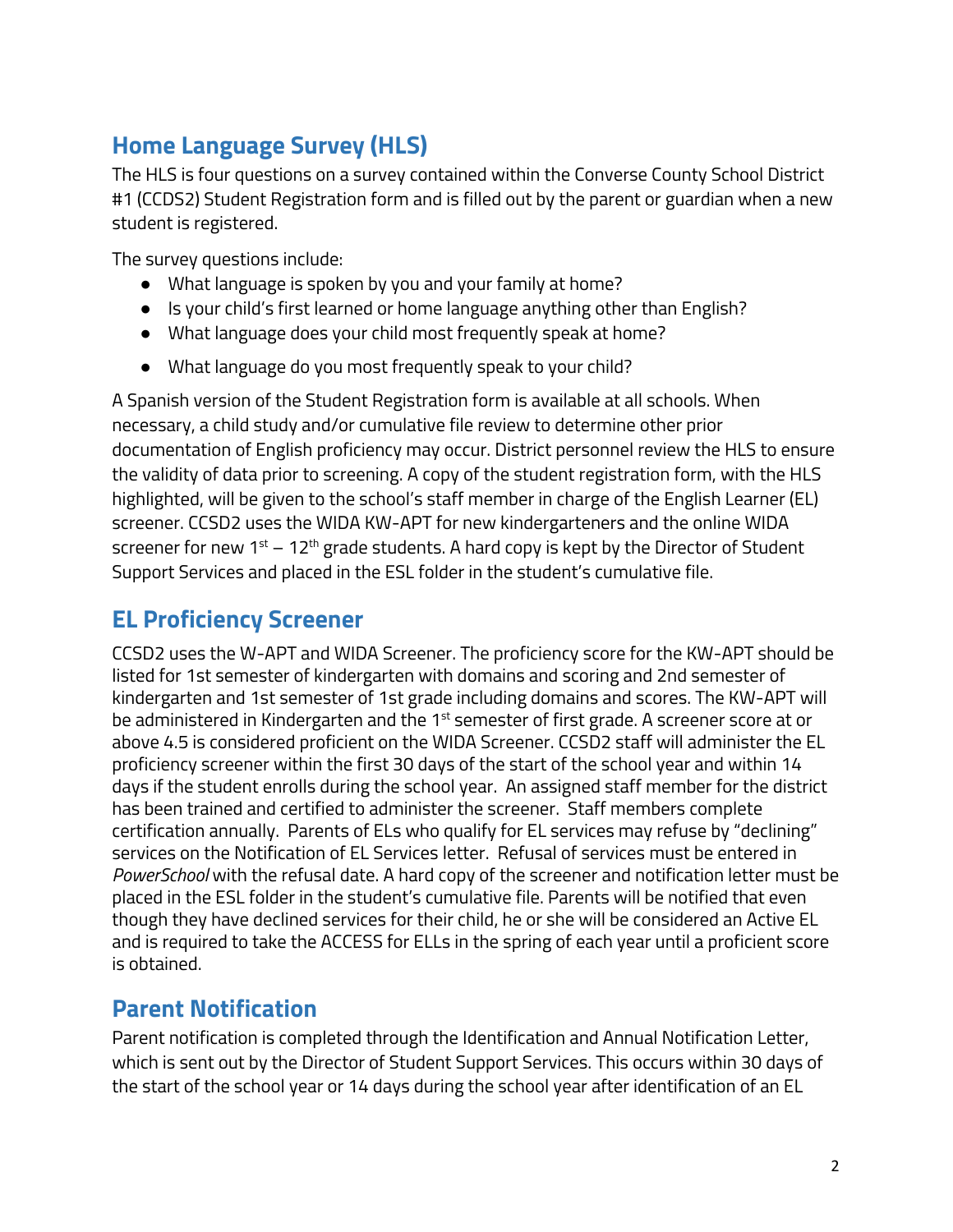## Home Language Survey (HLS)

The HLS is four questions on a survey contained within the Converse County School District #1 (CCDS2) Student Registration form and is filled out by the parent or guardian when a new student is registered.

The survey questions include:

- What language is spoken by you and your family at home?
- Is your child's first learned or home language anything other than English?
- What language does your child most frequently speak at home?
- What language do you most frequently speak to your child?

A Spanish version of the Student Registration form is available at all schools. When necessary, a child study and/or cumulative file review to determine other prior documentation of English proficiency may occur. District personnel review the HLS to ensure the validity of data prior to screening. A copy of the student registration form, with the HLS highlighted, will be given to the school's staff member in charge of the English Learner (EL) screener. CCSD2 uses the WIDA KW-APT for new kindergarteners and the online WIDA screener for new 1st – 12th grade students. A hard copy is kept by the Director of Student Support Services and placed in the ESL folder in the student's cumulative file.

## EL Proficiency Screener

CCSD2 uses the W-APT and WIDA Screener. The proficiency score for the KW-APT should be listed for 1st semester of kindergarten with domains and scoring and 2nd semester of kindergarten and 1st semester of 1st grade including domains and scores. The KW-APT will be administered in Kindergarten and the 1st semester of first grade. A screener score at or above 4.5 is considered proficient on the WIDA Screener. CCSD2 staff will administer the EL proficiency screener within the first 30 days of the start of the school year and within 14 days if the student enrolls during the school year. An assigned staff member for the district has been trained and certified to administer the screener. Staff members complete certification annually. Parents of ELs who qualify for EL services may refuse by "declining" services on the Notification of EL Services letter. Refusal of services must be entered in *PowerSchool* with the refusal date. A hard copy of the screener and notification letter must be placed in the ESL folder in the student's cumulative file. Parents will be notified that even though they have declined services for their child, he or she will be considered an Active EL and is required to take the ACCESS for ELLs in the spring of each year until a proficient score is obtained.

## Parent Notification

Parent notification is completed through the Identification and Annual Notification Letter, which is sent out by the Director of Student Support Services. This occurs within 30 days of the start of the school year or 14 days during the school year after identification of an EL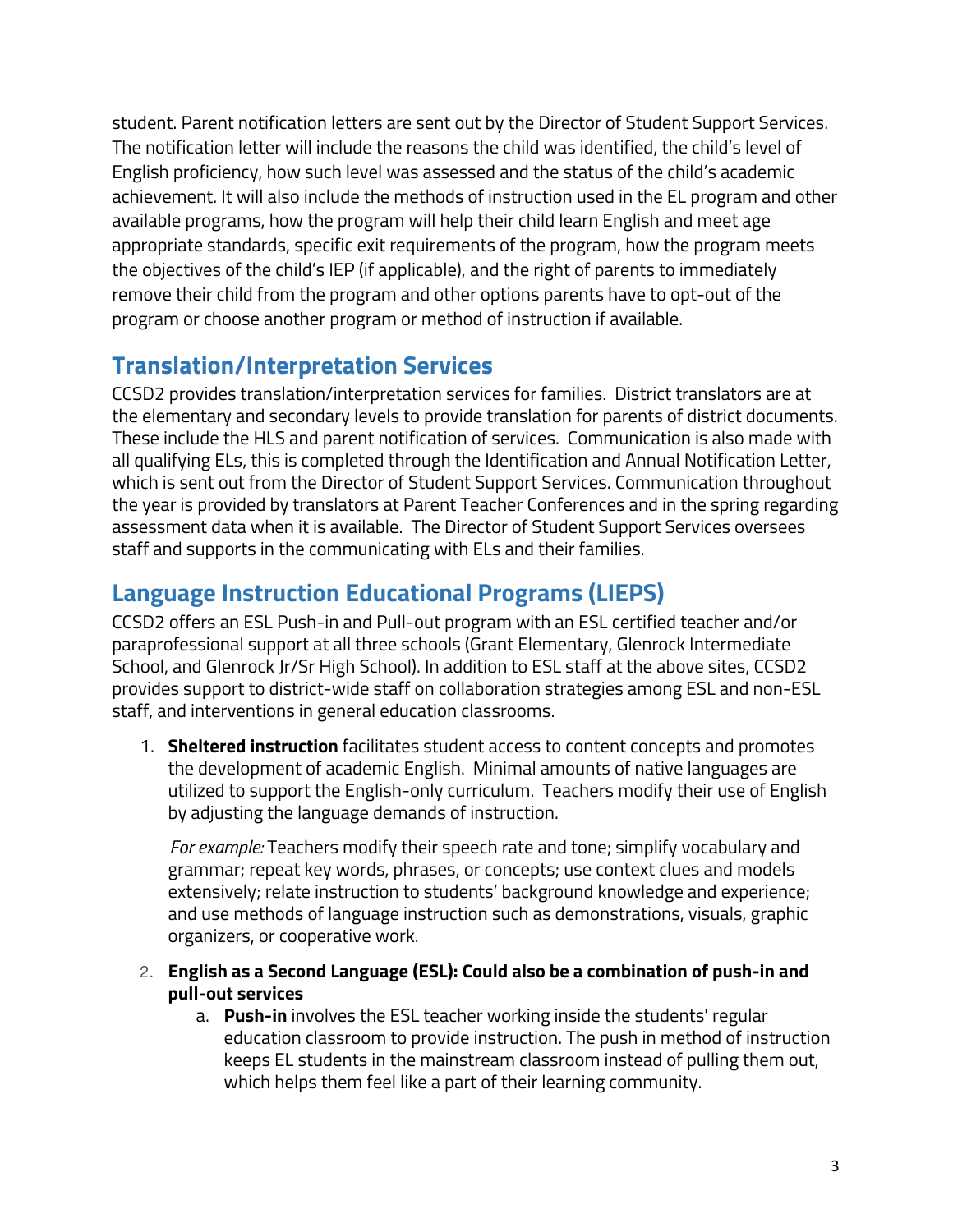student. Parent notification letters are sent out by the Director of Student Support Services. The notification letter will include the reasons the child was identified, the child's level of English proficiency, how such level was assessed and the status of the child's academic achievement. It will also include the methods of instruction used in the EL program and other available programs, how the program will help their child learn English and meet age appropriate standards, specific exit requirements of the program, how the program meets the objectives of the child's IEP (if applicable), and the right of parents to immediately remove their child from the program and other options parents have to opt-out of the program or choose another program or method of instruction if available.

## Translation/Interpretation Services

CCSD2 provides translation/interpretation services for families. District translators are at the elementary and secondary levels to provide translation for parents of district documents. These include the HLS and parent notification of services. Communication is also made with all qualifying ELs, this is completed through the Identification and Annual Notification Letter, which is sent out from the Director of Student Support Services. Communication throughout the year is provided by translators at Parent Teacher Conferences and in the spring regarding assessment data when it is available. The Director of Student Support Services oversees staff and supports in the communicating with ELs and their families.

## Language Instruction Educational Programs (LIEPS)

CCSD2 offers an ESL Push-in and Pull-out program with an ESL certified teacher and/or paraprofessional support at all three schools (Grant Elementary, Glenrock Intermediate School, and Glenrock Jr/Sr High School). In addition to ESL staff at the above sites, CCSD2 provides support to district-wide staff on collaboration strategies among ESL and non-ESL staff, and interventions in general education classrooms.

1. **Sheltered instruction** facilitates student access to content concepts and promotes the development of academic English. Minimal amounts of native languages are utilized to support the English-only curriculum. Teachers modify their use of English by adjusting the language demands of instruction.

   *For example:* Teachers modify their speech rate and tone; simplify vocabulary and grammar; repeat key words, phrases, or concepts; use context clues and models extensively; relate instruction to students' background knowledge and experience; and use methods of language instruction such as demonstrations, visuals, graphic organizers, or cooperative work.

2. **English as a Second Language (ESL): Could also be a combination of push-in and pull-out services**
   a. **Push-in** involves the ESL teacher working inside the students' regular education classroom to provide instruction. The push in method of instruction keeps EL students in the mainstream classroom instead of pulling them out, which helps them feel like a part of their learning community.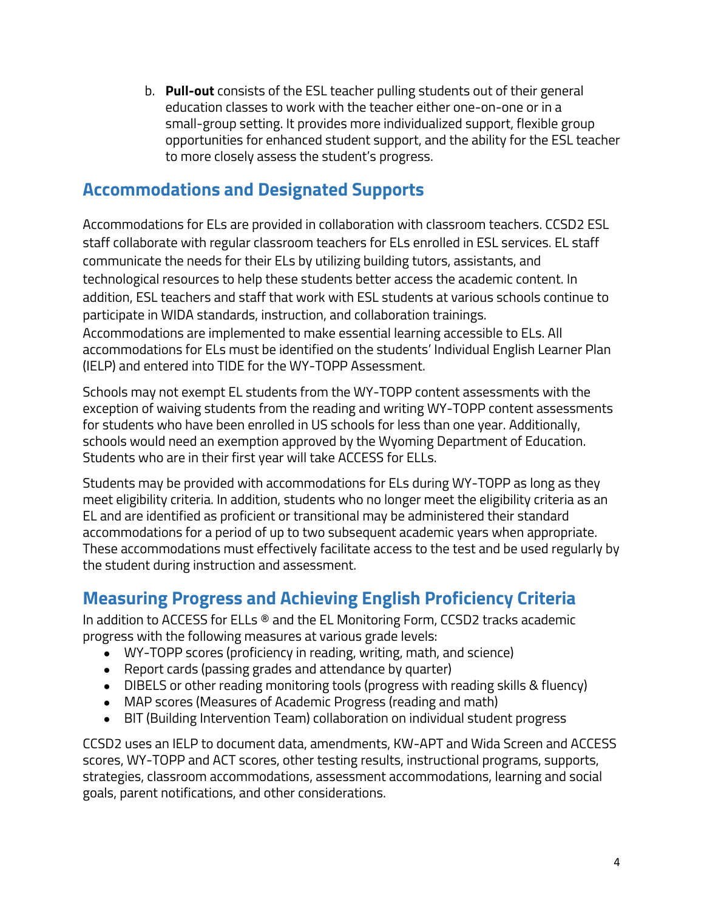b. **Pull-out** consists of the ESL teacher pulling students out of their general education classes to work with the teacher either one-on-one or in a small-group setting. It provides more individualized support, flexible group opportunities for enhanced student support, and the ability for the ESL teacher to more closely assess the student's progress.

## Accommodations and Designated Supports

Accommodations for ELs are provided in collaboration with classroom teachers. CCSD2 ESL staff collaborate with regular classroom teachers for ELs enrolled in ESL services. EL staff communicate the needs for their ELs by utilizing building tutors, assistants, and technological resources to help these students better access the academic content. In addition, ESL teachers and staff that work with ESL students at various schools continue to participate in WIDA standards, instruction, and collaboration trainings. Accommodations are implemented to make essential learning accessible to ELs. All accommodations for ELs must be identified on the students' Individual English Learner Plan (IELP) and entered into TIDE for the WY-TOPP Assessment.

Schools may not exempt EL students from the WY-TOPP content assessments with the exception of waiving students from the reading and writing WY-TOPP content assessments for students who have been enrolled in US schools for less than one year. Additionally, schools would need an exemption approved by the Wyoming Department of Education. Students who are in their first year will take ACCESS for ELLs.

Students may be provided with accommodations for ELs during WY-TOPP as long as they meet eligibility criteria. In addition, students who no longer meet the eligibility criteria as an EL and are identified as proficient or transitional may be administered their standard accommodations for a period of up to two subsequent academic years when appropriate. These accommodations must effectively facilitate access to the test and be used regularly by the student during instruction and assessment.

## Measuring Progress and Achieving English Proficiency Criteria

In addition to ACCESS for ELLs ® and the EL Monitoring Form, CCSD2 tracks academic progress with the following measures at various grade levels:

- WY-TOPP scores (proficiency in reading, writing, math, and science)
- Report cards (passing grades and attendance by quarter)
- DIBELS or other reading monitoring tools (progress with reading skills & fluency)
- MAP scores (Measures of Academic Progress (reading and math)
- BIT (Building Intervention Team) collaboration on individual student progress

CCSD2 uses an IELP to document data, amendments, KW-APT and Wida Screen and ACCESS scores, WY-TOPP and ACT scores, other testing results, instructional programs, supports, strategies, classroom accommodations, assessment accommodations, learning and social goals, parent notifications, and other considerations.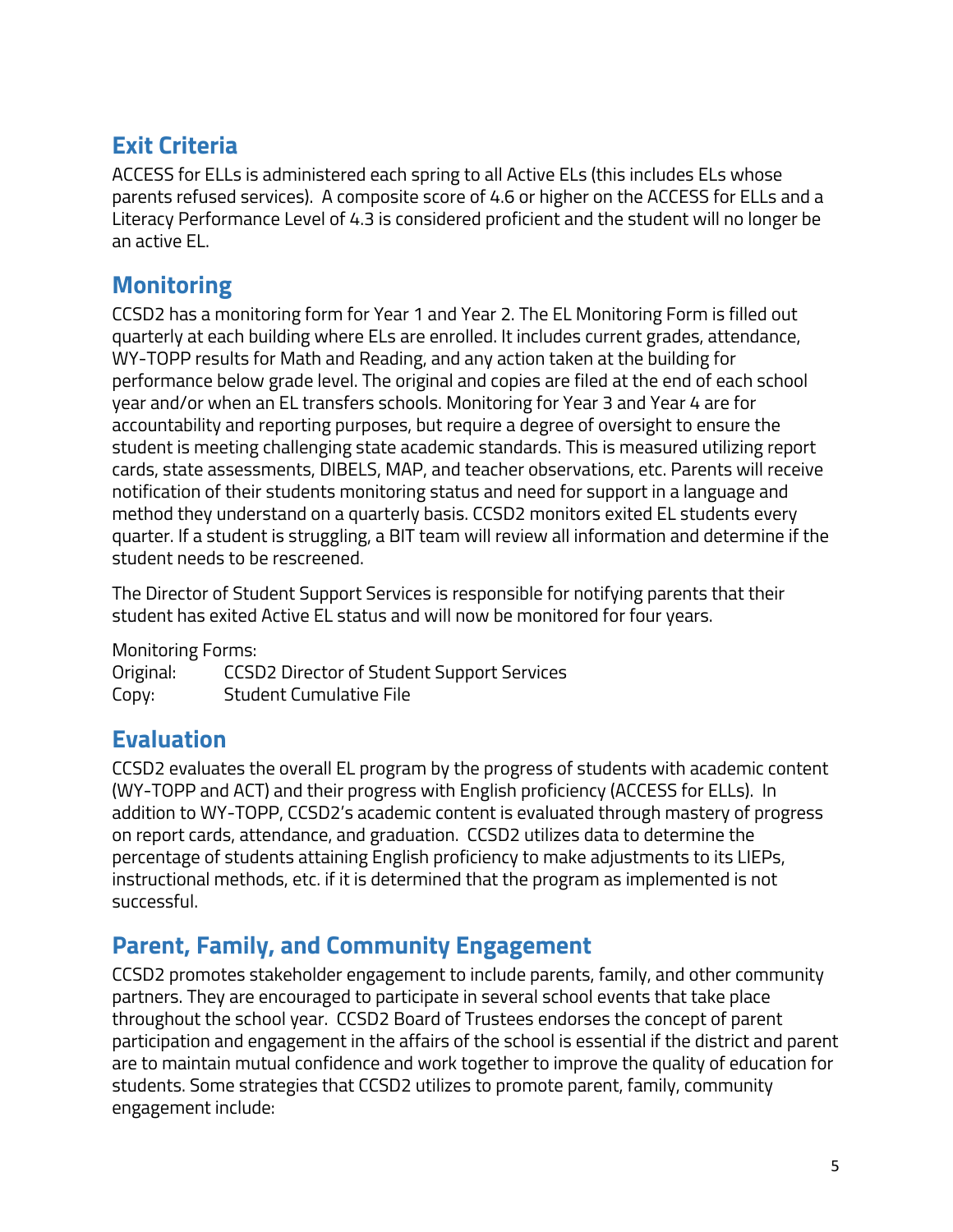## Exit Criteria

ACCESS for ELLs is administered each spring to all Active ELs (this includes ELs whose parents refused services). A composite score of 4.6 or higher on the ACCESS for ELLs and a Literacy Performance Level of 4.3 is considered proficient and the student will no longer be an active EL.

## Monitoring

CCSD2 has a monitoring form for Year 1 and Year 2. The EL Monitoring Form is filled out quarterly at each building where ELs are enrolled. It includes current grades, attendance, WY-TOPP results for Math and Reading, and any action taken at the building for performance below grade level. The original and copies are filed at the end of each school year and/or when an EL transfers schools. Monitoring for Year 3 and Year 4 are for accountability and reporting purposes, but require a degree of oversight to ensure the student is meeting challenging state academic standards. This is measured utilizing report cards, state assessments, DIBELS, MAP, and teacher observations, etc. Parents will receive notification of their students monitoring status and need for support in a language and method they understand on a quarterly basis. CCSD2 monitors exited EL students every quarter. If a student is struggling, a BIT team will review all information and determine if the student needs to be rescreened.

The Director of Student Support Services is responsible for notifying parents that their student has exited Active EL status and will now be monitored for four years.

Monitoring Forms:
Original: CCSD2 Director of Student Support Services
Copy: Student Cumulative File

## Evaluation

CCSD2 evaluates the overall EL program by the progress of students with academic content (WY-TOPP and ACT) and their progress with English proficiency (ACCESS for ELLs). In addition to WY-TOPP, CCSD2's academic content is evaluated through mastery of progress on report cards, attendance, and graduation. CCSD2 utilizes data to determine the percentage of students attaining English proficiency to make adjustments to its LIEPs, instructional methods, etc. if it is determined that the program as implemented is not successful.

## Parent, Family, and Community Engagement

CCSD2 promotes stakeholder engagement to include parents, family, and other community partners. They are encouraged to participate in several school events that take place throughout the school year. CCSD2 Board of Trustees endorses the concept of parent participation and engagement in the affairs of the school is essential if the district and parent are to maintain mutual confidence and work together to improve the quality of education for students. Some strategies that CCSD2 utilizes to promote parent, family, community engagement include: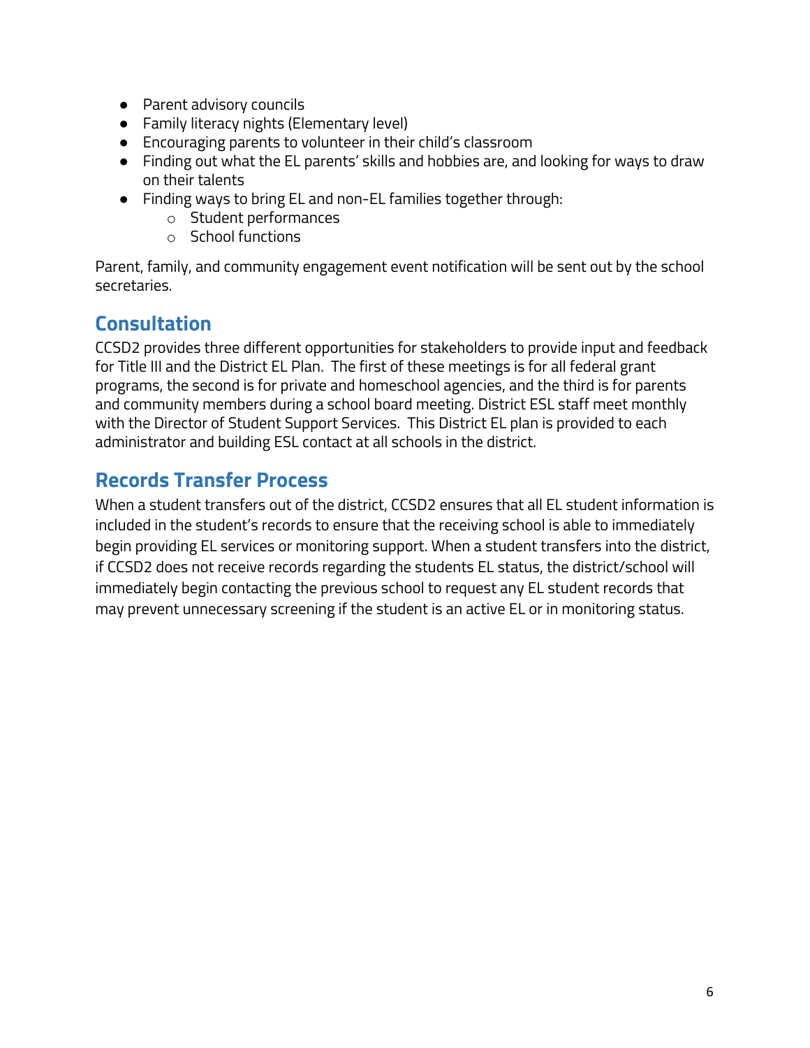- Parent advisory councils
- Family literacy nights (Elementary level)
- Encouraging parents to volunteer in their child's classroom
- Finding out what the EL parents' skills and hobbies are, and looking for ways to draw on their talents
- Finding ways to bring EL and non-EL families together through:
  - Student performances
  - School functions

Parent, family, and community engagement event notification will be sent out by the school secretaries.

## Consultation

CCSD2 provides three different opportunities for stakeholders to provide input and feedback for Title III and the District EL Plan. The first of these meetings is for all federal grant programs, the second is for private and homeschool agencies, and the third is for parents and community members during a school board meeting. District ESL staff meet monthly with the Director of Student Support Services. This District EL plan is provided to each administrator and building ESL contact at all schools in the district.

## Records Transfer Process

When a student transfers out of the district, CCSD2 ensures that all EL student information is included in the student's records to ensure that the receiving school is able to immediately begin providing EL services or monitoring support. When a student transfers into the district, if CCSD2 does not receive records regarding the students EL status, the district/school will immediately begin contacting the previous school to request any EL student records that may prevent unnecessary screening if the student is an active EL or in monitoring status.